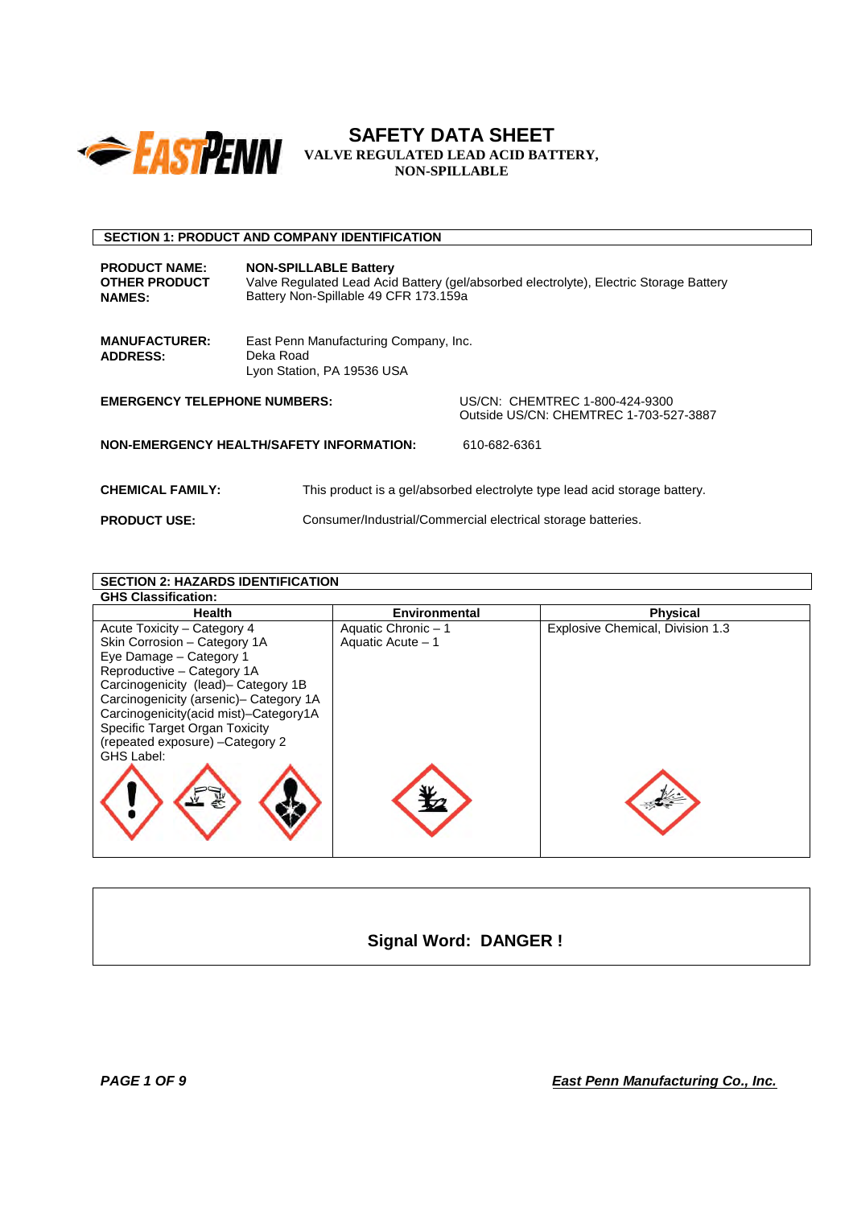# SAFETY DATA SHEET

**VALVE REGULATED LEAD ACID BATTERY, NON-SPILLABLE**

## SECTION 1: PRODUCT AND COMPANY IDENTIFICATION

**PRODUCT NAME:** **NON-SPILLABLE Battery**

**OTHER PRODUCT NAMES:** Valve Regulated Lead Acid Battery (gel/absorbed electrolyte), Electric Storage Battery
Battery Non-Spillable 49 CFR 173.159a

**MANUFACTURER:** East Penn Manufacturing Company, Inc.
**ADDRESS:** Deka Road
Lyon Station, PA 19536 USA

**EMERGENCY TELEPHONE NUMBERS:** US/CN: CHEMTREC 1-800-424-9300
Outside US/CN: CHEMTREC 1-703-527-3887

**NON-EMERGENCY HEALTH/SAFETY INFORMATION:** 610-682-6361

**CHEMICAL FAMILY:** This product is a gel/absorbed electrolyte type lead acid storage battery.

**PRODUCT USE:** Consumer/Industrial/Commercial electrical storage batteries.

## SECTION 2: HAZARDS IDENTIFICATION

**GHS Classification:**

| Health | Environmental | Physical |
|---|---|---|
| Acute Toxicity – Category 4<br>Skin Corrosion – Category 1A<br>Eye Damage – Category 1<br>Reproductive – Category 1A<br>Carcinogenicity (lead)– Category 1B<br>Carcinogenicity (arsenic)– Category 1A<br>Carcinogenicity(acid mist)–Category1A<br>Specific Target Organ Toxicity (repeated exposure) –Category 2<br>GHS Label: | Aquatic Chronic – 1<br>Aquatic Acute – 1 | Explosive Chemical, Division 1.3 |

**Signal Word: DANGER !**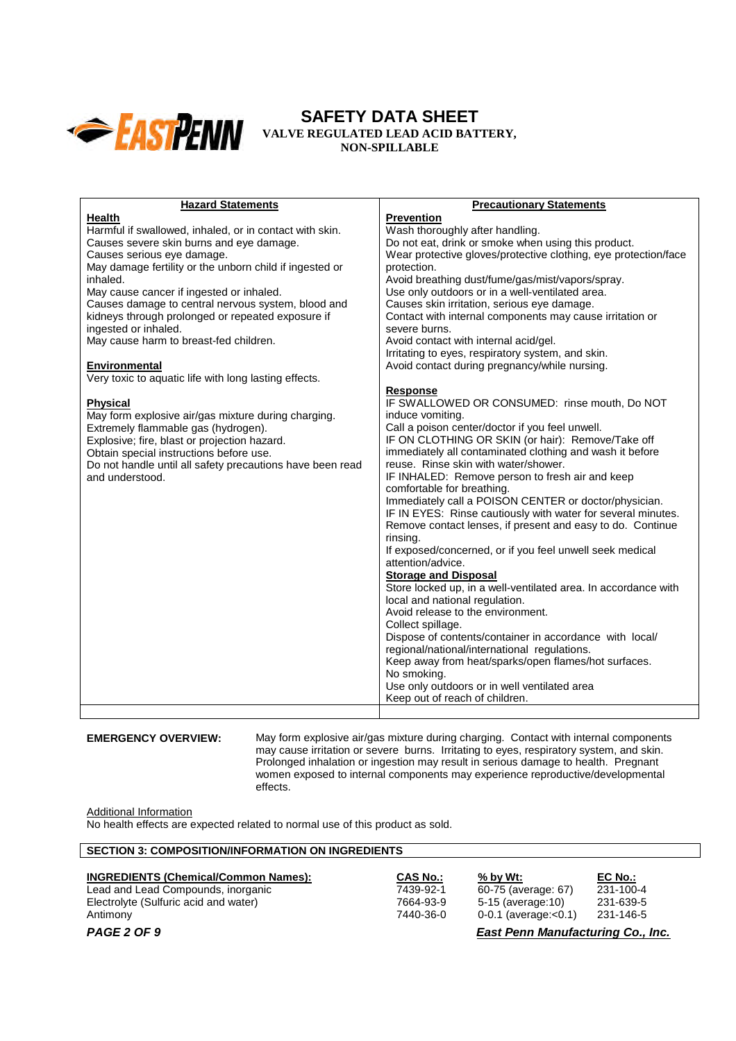# SAFETY DATA SHEET
**VALVE REGULATED LEAD ACID BATTERY, NON-SPILLABLE**

| Hazard Statements | Precautionary Statements |
|---|---|
| **Health**<br>Harmful if swallowed, inhaled, or in contact with skin.<br>Causes severe skin burns and eye damage.<br>Causes serious eye damage.<br>May damage fertility or the unborn child if ingested or inhaled.<br>May cause cancer if ingested or inhaled.<br>Causes damage to central nervous system, blood and kidneys through prolonged or repeated exposure if ingested or inhaled.<br>May cause harm to breast-fed children.<br><br>**Environmental**<br>Very toxic to aquatic life with long lasting effects.<br><br>**Physical**<br>May form explosive air/gas mixture during charging.<br>Extremely flammable gas (hydrogen).<br>Explosive; fire, blast or projection hazard.<br>Obtain special instructions before use.<br>Do not handle until all safety precautions have been read and understood. | **Prevention**<br>Wash thoroughly after handling.<br>Do not eat, drink or smoke when using this product.<br>Wear protective gloves/protective clothing, eye protection/face protection.<br>Avoid breathing dust/fume/gas/mist/vapors/spray.<br>Use only outdoors or in a well-ventilated area.<br>Causes skin irritation, serious eye damage.<br>Contact with internal components may cause irritation or severe burns.<br>Avoid contact with internal acid/gel.<br>Irritating to eyes, respiratory system, and skin.<br>Avoid contact during pregnancy/while nursing.<br><br>**Response**<br>IF SWALLOWED OR CONSUMED: rinse mouth, Do NOT induce vomiting.<br>Call a poison center/doctor if you feel unwell.<br>IF ON CLOTHING OR SKIN (or hair): Remove/Take off immediately all contaminated clothing and wash it before reuse. Rinse skin with water/shower.<br>IF INHALED: Remove person to fresh air and keep comfortable for breathing.<br>Immediately call a POISON CENTER or doctor/physician.<br>IF IN EYES: Rinse cautiously with water for several minutes. Remove contact lenses, if present and easy to do. Continue rinsing.<br>If exposed/concerned, or if you feel unwell seek medical attention/advice.<br>**Storage and Disposal**<br>Store locked up, in a well-ventilated area. In accordance with local and national regulation.<br>Avoid release to the environment.<br>Collect spillage.<br>Dispose of contents/container in accordance with local/ regional/national/international regulations.<br>Keep away from heat/sparks/open flames/hot surfaces.<br>No smoking.<br>Use only outdoors or in well ventilated area<br>Keep out of reach of children. |

**EMERGENCY OVERVIEW:** May form explosive air/gas mixture during charging. Contact with internal components may cause irritation or severe burns. Irritating to eyes, respiratory system, and skin. Prolonged inhalation or ingestion may result in serious damage to health. Pregnant women exposed to internal components may experience reproductive/developmental effects.

Additional Information
No health effects are expected related to normal use of this product as sold.

## SECTION 3: COMPOSITION/INFORMATION ON INGREDIENTS

| INGREDIENTS (Chemical/Common Names): | CAS No.: | % by Wt: | EC No.: |
|---|---|---|---|
| Lead and Lead Compounds, inorganic | 7439-92-1 | 60-75 (average: 67) | 231-100-4 |
| Electrolyte (Sulfuric acid and water) | 7664-93-9 | 5-15 (average:10) | 231-639-5 |
| Antimony | 7440-36-0 | 0-0.1 (average:<0.1) | 231-146-5 |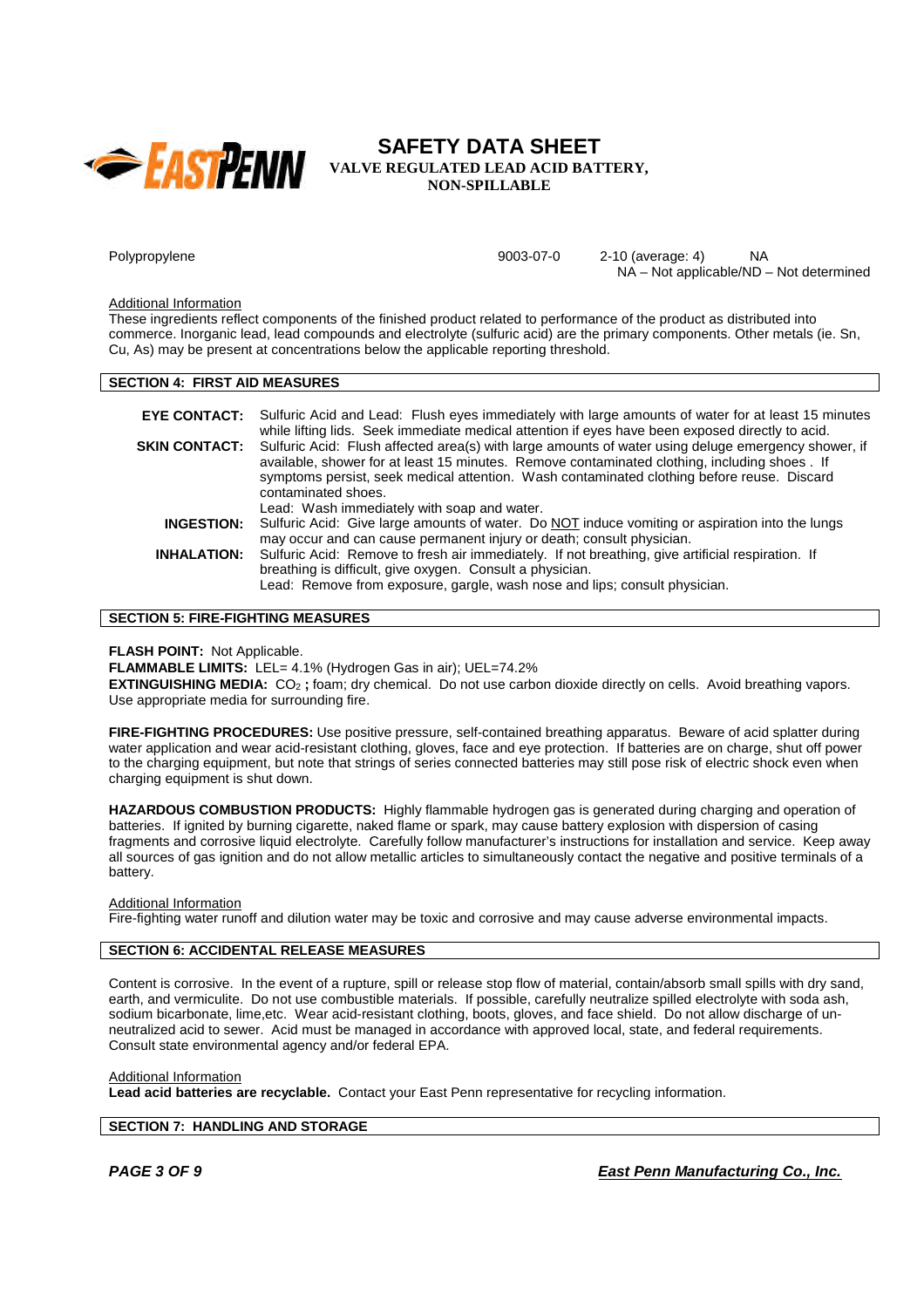| Polypropylene | 9003-07-0 | 2-10 (average: 4) | NA |
|---|---|---|---|

NA – Not applicable/ND – Not determined

Additional Information

These ingredients reflect components of the finished product related to performance of the product as distributed into commerce. Inorganic lead, lead compounds and electrolyte (sulfuric acid) are the primary components. Other metals (ie. Sn, Cu, As) may be present at concentrations below the applicable reporting threshold.

## SECTION 4: FIRST AID MEASURES

**EYE CONTACT:** Sulfuric Acid and Lead: Flush eyes immediately with large amounts of water for at least 15 minutes while lifting lids. Seek immediate medical attention if eyes have been exposed directly to acid.

**SKIN CONTACT:** Sulfuric Acid: Flush affected area(s) with large amounts of water using deluge emergency shower, if available, shower for at least 15 minutes. Remove contaminated clothing, including shoes . If symptoms persist, seek medical attention. Wash contaminated clothing before reuse. Discard contaminated shoes.
Lead: Wash immediately with soap and water.

**INGESTION:** Sulfuric Acid: Give large amounts of water. Do NOT induce vomiting or aspiration into the lungs may occur and can cause permanent injury or death; consult physician.

**INHALATION:** Sulfuric Acid: Remove to fresh air immediately. If not breathing, give artificial respiration. If breathing is difficult, give oxygen. Consult a physician.
Lead: Remove from exposure, gargle, wash nose and lips; consult physician.

## SECTION 5: FIRE-FIGHTING MEASURES

**FLASH POINT:** Not Applicable.
**FLAMMABLE LIMITS:** LEL= 4.1% (Hydrogen Gas in air); UEL=74.2%
**EXTINGUISHING MEDIA:** $CO_2$ **;** foam; dry chemical. Do not use carbon dioxide directly on cells. Avoid breathing vapors. Use appropriate media for surrounding fire.

**FIRE-FIGHTING PROCEDURES:** Use positive pressure, self-contained breathing apparatus. Beware of acid splatter during water application and wear acid-resistant clothing, gloves, face and eye protection. If batteries are on charge, shut off power to the charging equipment, but note that strings of series connected batteries may still pose risk of electric shock even when charging equipment is shut down.

**HAZARDOUS COMBUSTION PRODUCTS:** Highly flammable hydrogen gas is generated during charging and operation of batteries. If ignited by burning cigarette, naked flame or spark, may cause battery explosion with dispersion of casing fragments and corrosive liquid electrolyte. Carefully follow manufacturer's instructions for installation and service. Keep away all sources of gas ignition and do not allow metallic articles to simultaneously contact the negative and positive terminals of a battery.

Additional Information

Fire-fighting water runoff and dilution water may be toxic and corrosive and may cause adverse environmental impacts.

## SECTION 6: ACCIDENTAL RELEASE MEASURES

Content is corrosive. In the event of a rupture, spill or release stop flow of material, contain/absorb small spills with dry sand, earth, and vermiculite. Do not use combustible materials. If possible, carefully neutralize spilled electrolyte with soda ash, sodium bicarbonate, lime,etc. Wear acid-resistant clothing, boots, gloves, and face shield. Do not allow discharge of un-neutralized acid to sewer. Acid must be managed in accordance with approved local, state, and federal requirements. Consult state environmental agency and/or federal EPA.

Additional Information

**Lead acid batteries are recyclable.** Contact your East Penn representative for recycling information.

## SECTION 7: HANDLING AND STORAGE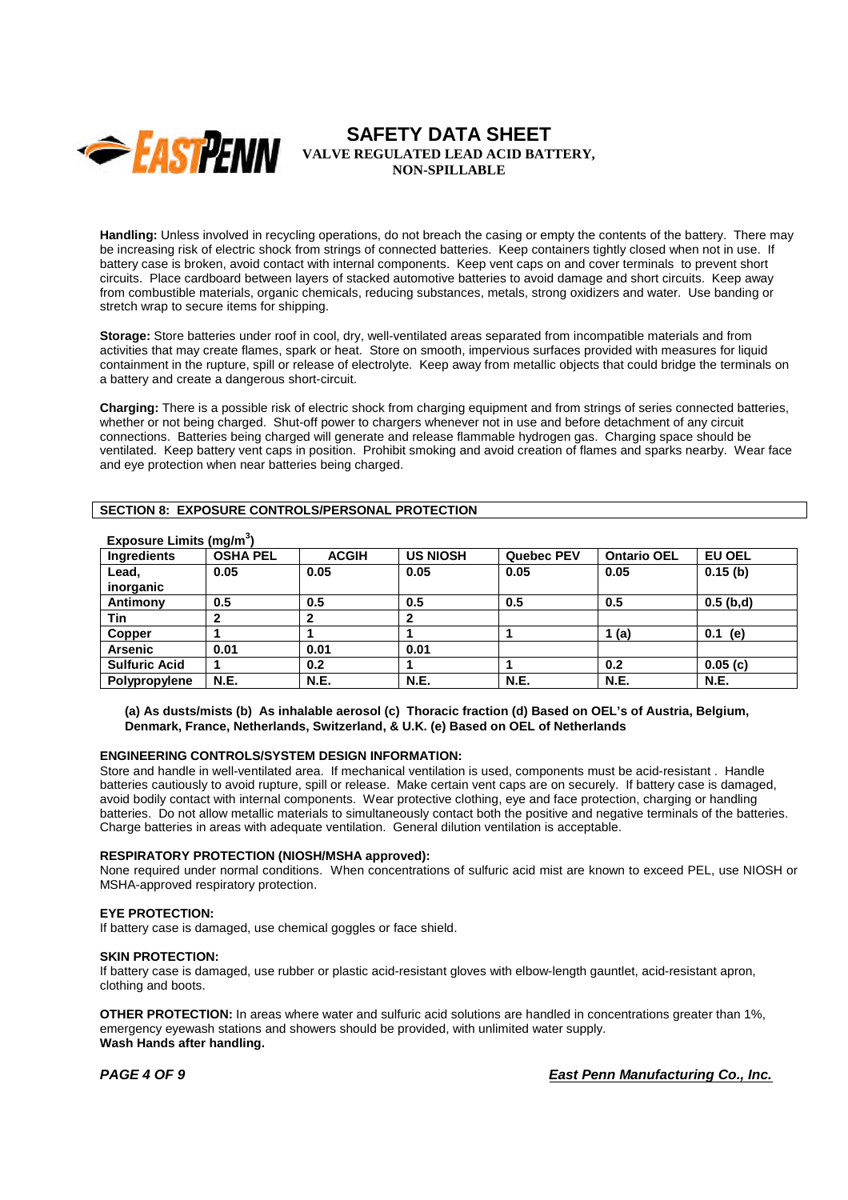**Handling:** Unless involved in recycling operations, do not breach the casing or empty the contents of the battery. There may be increasing risk of electric shock from strings of connected batteries. Keep containers tightly closed when not in use. If battery case is broken, avoid contact with internal components. Keep vent caps on and cover terminals to prevent short circuits. Place cardboard between layers of stacked automotive batteries to avoid damage and short circuits. Keep away from combustible materials, organic chemicals, reducing substances, metals, strong oxidizers and water. Use banding or stretch wrap to secure items for shipping.

**Storage:** Store batteries under roof in cool, dry, well-ventilated areas separated from incompatible materials and from activities that may create flames, spark or heat. Store on smooth, impervious surfaces provided with measures for liquid containment in the rupture, spill or release of electrolyte. Keep away from metallic objects that could bridge the terminals on a battery and create a dangerous short-circuit.

**Charging:** There is a possible risk of electric shock from charging equipment and from strings of series connected batteries, whether or not being charged. Shut-off power to chargers whenever not in use and before detachment of any circuit connections. Batteries being charged will generate and release flammable hydrogen gas. Charging space should be ventilated. Keep battery vent caps in position. Prohibit smoking and avoid creation of flames and sparks nearby. Wear face and eye protection when near batteries being charged.

## SECTION 8: EXPOSURE CONTROLS/PERSONAL PROTECTION

**Exposure Limits (mg/m$^3$)**

| Ingredients | OSHA PEL | ACGIH | US NIOSH | Quebec PEV | Ontario OEL | EU OEL |
|---|---|---|---|---|---|---|
| Lead, inorganic | 0.05 | 0.05 | 0.05 | 0.05 | 0.05 | 0.15 (b) |
| Antimony | 0.5 | 0.5 | 0.5 | 0.5 | 0.5 | 0.5 (b,d) |
| Tin | 2 | 2 | 2 | | | |
| Copper | 1 | 1 | 1 | 1 | 1 (a) | 0.1 (e) |
| Arsenic | 0.01 | 0.01 | 0.01 | | | |
| Sulfuric Acid | 1 | 0.2 | 1 | 1 | 0.2 | 0.05 (c) |
| Polypropylene | N.E. | N.E. | N.E. | N.E. | N.E. | N.E. |

**(a) As dusts/mists (b) As inhalable aerosol (c) Thoracic fraction (d) Based on OEL's of Austria, Belgium, Denmark, France, Netherlands, Switzerland, & U.K. (e) Based on OEL of Netherlands**

**ENGINEERING CONTROLS/SYSTEM DESIGN INFORMATION:**

Store and handle in well-ventilated area. If mechanical ventilation is used, components must be acid-resistant . Handle batteries cautiously to avoid rupture, spill or release. Make certain vent caps are on securely. If battery case is damaged, avoid bodily contact with internal components. Wear protective clothing, eye and face protection, charging or handling batteries. Do not allow metallic materials to simultaneously contact both the positive and negative terminals of the batteries. Charge batteries in areas with adequate ventilation. General dilution ventilation is acceptable.

**RESPIRATORY PROTECTION (NIOSH/MSHA approved):**

None required under normal conditions. When concentrations of sulfuric acid mist are known to exceed PEL, use NIOSH or MSHA-approved respiratory protection.

**EYE PROTECTION:**

If battery case is damaged, use chemical goggles or face shield.

**SKIN PROTECTION:**

If battery case is damaged, use rubber or plastic acid-resistant gloves with elbow-length gauntlet, acid-resistant apron, clothing and boots.

**OTHER PROTECTION:** In areas where water and sulfuric acid solutions are handled in concentrations greater than 1%, emergency eyewash stations and showers should be provided, with unlimited water supply.

**Wash Hands after handling.**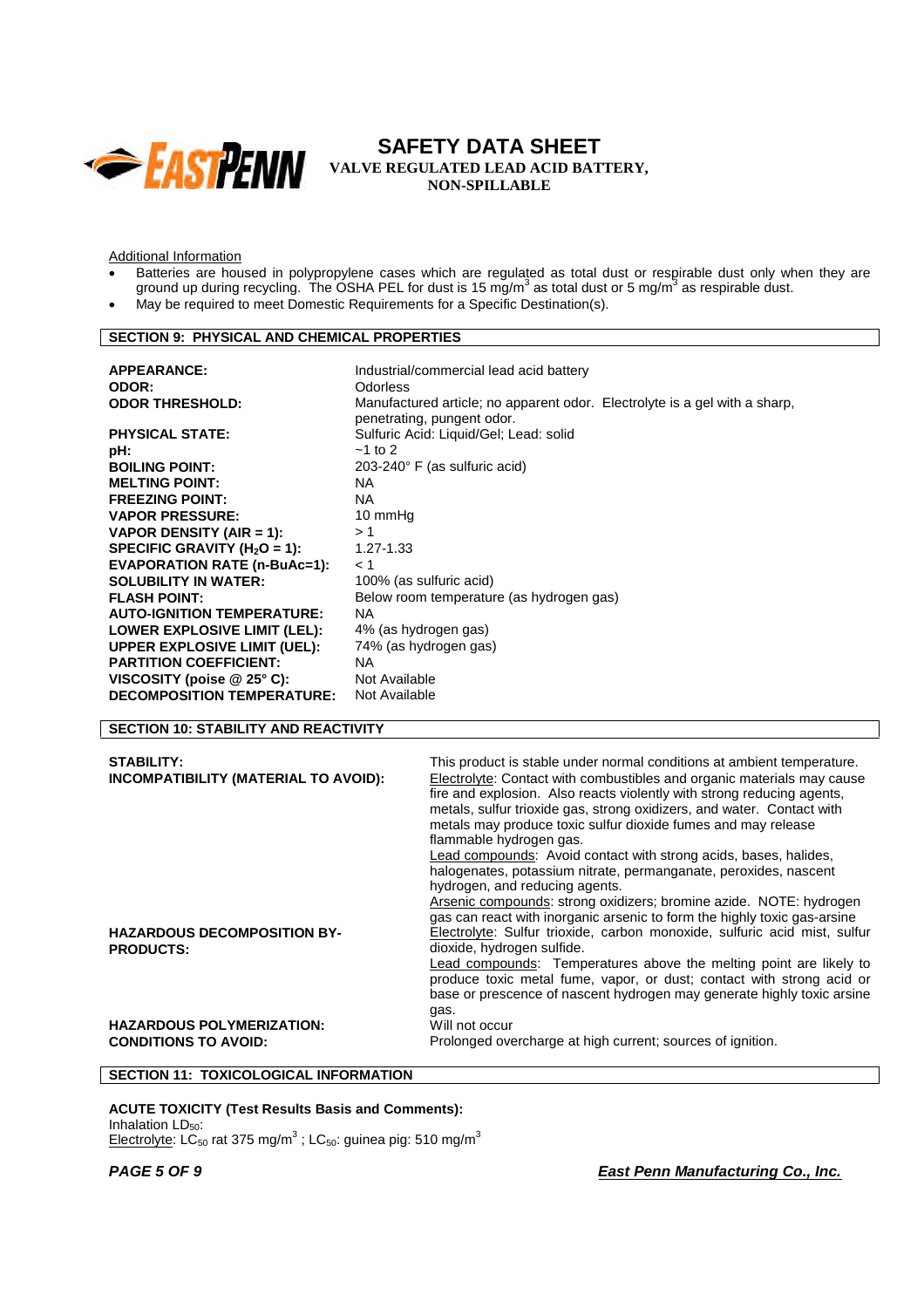Additional Information

- Batteries are housed in polypropylene cases which are regulated as total dust or respirable dust only when they are ground up during recycling. The OSHA PEL for dust is 15 mg/m$^3$ as total dust or 5 mg/m$^3$ as respirable dust.
- May be required to meet Domestic Requirements for a Specific Destination(s).

## SECTION 9: PHYSICAL AND CHEMICAL PROPERTIES

| | |
|---|---|
| **APPEARANCE:** | Industrial/commercial lead acid battery |
| **ODOR:** | Odorless |
| **ODOR THRESHOLD:** | Manufactured article; no apparent odor. Electrolyte is a gel with a sharp, penetrating, pungent odor. |
| **PHYSICAL STATE:** | Sulfuric Acid: Liquid/Gel; Lead: solid |
| **pH:** | ~1 to 2 |
| **BOILING POINT:** | 203-240° F (as sulfuric acid) |
| **MELTING POINT:** | NA |
| **FREEZING POINT:** | NA |
| **VAPOR PRESSURE:** | 10 mmHg |
| **VAPOR DENSITY (AIR = 1):** | > 1 |
| **SPECIFIC GRAVITY ($H_2O$ = 1):** | 1.27-1.33 |
| **EVAPORATION RATE (n-BuAc=1):** | < 1 |
| **SOLUBILITY IN WATER:** | 100% (as sulfuric acid) |
| **FLASH POINT:** | Below room temperature (as hydrogen gas) |
| **AUTO-IGNITION TEMPERATURE:** | NA |
| **LOWER EXPLOSIVE LIMIT (LEL):** | 4% (as hydrogen gas) |
| **UPPER EXPLOSIVE LIMIT (UEL):** | 74% (as hydrogen gas) |
| **PARTITION COEFFICIENT:** | NA |
| **VISCOSITY (poise @ 25° C):** | Not Available |
| **DECOMPOSITION TEMPERATURE:** | Not Available |

## SECTION 10: STABILITY AND REACTIVITY

**STABILITY:** This product is stable under normal conditions at ambient temperature.

**INCOMPATIBILITY (MATERIAL TO AVOID):**
Electrolyte: Contact with combustibles and organic materials may cause fire and explosion. Also reacts violently with strong reducing agents, metals, sulfur trioxide gas, strong oxidizers, and water. Contact with metals may produce toxic sulfur dioxide fumes and may release flammable hydrogen gas.
Lead compounds: Avoid contact with strong acids, bases, halides, halogenates, potassium nitrate, permanganate, peroxides, nascent hydrogen, and reducing agents.
Arsenic compounds: strong oxidizers; bromine azide. NOTE: hydrogen gas can react with inorganic arsenic to form the highly toxic gas-arsine

**HAZARDOUS DECOMPOSITION BY-PRODUCTS:**
Electrolyte: Sulfur trioxide, carbon monoxide, sulfuric acid mist, sulfur dioxide, hydrogen sulfide.
Lead compounds: Temperatures above the melting point are likely to produce toxic metal fume, vapor, or dust; contact with strong acid or base or prescence of nascent hydrogen may generate highly toxic arsine gas.

**HAZARDOUS POLYMERIZATION:** Will not occur

**CONDITIONS TO AVOID:** Prolonged overcharge at high current; sources of ignition.

## SECTION 11: TOXICOLOGICAL INFORMATION

**ACUTE TOXICITY (Test Results Basis and Comments):**

Inhalation $LD_{50}$:
Electrolyte: $LC_{50}$ rat 375 mg/m$^3$ ; $LC_{50}$: guinea pig: 510 mg/m$^3$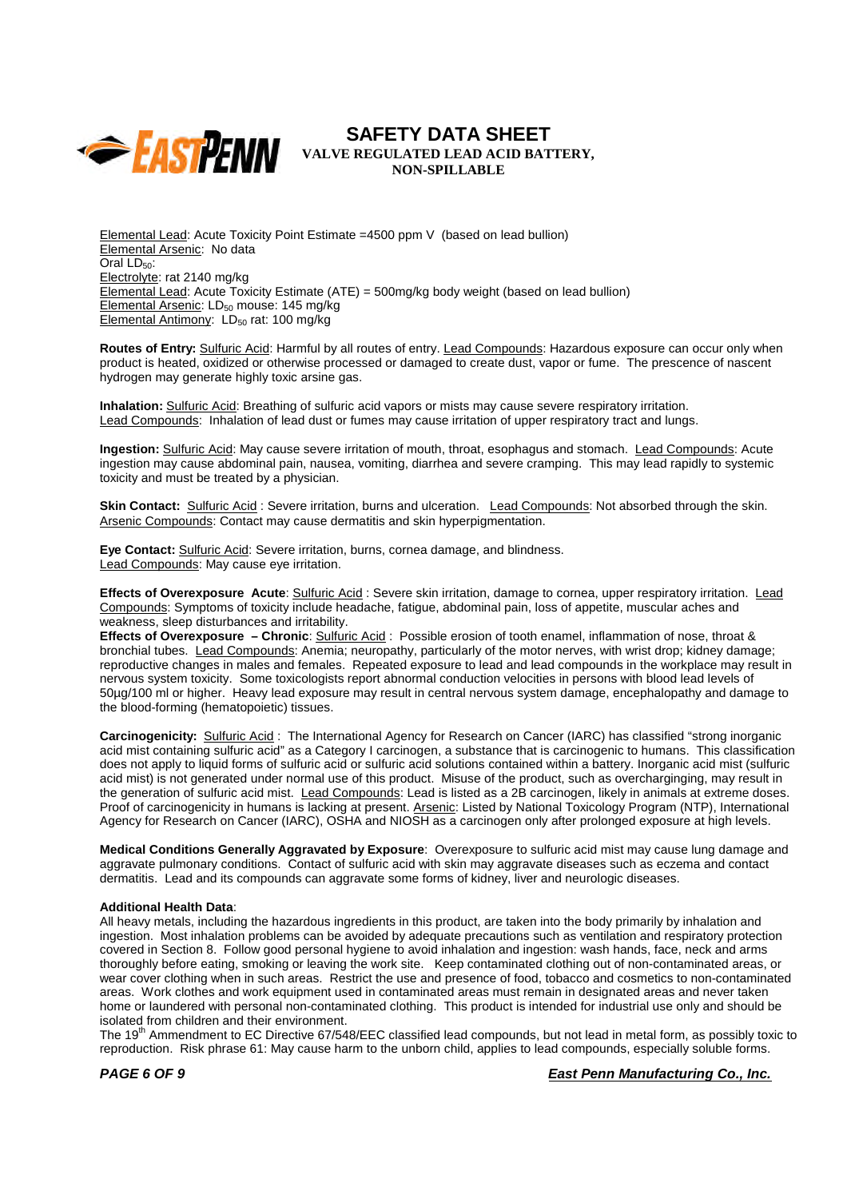Elemental Lead: Acute Toxicity Point Estimate =4500 ppm V (based on lead bullion)
Elemental Arsenic: No data
Oral $LD_{50}$:
Electrolyte: rat 2140 mg/kg
Elemental Lead: Acute Toxicity Estimate (ATE) = 500mg/kg body weight (based on lead bullion)
Elemental Arsenic: $LD_{50}$ mouse: 145 mg/kg
Elemental Antimony: $LD_{50}$ rat: 100 mg/kg

**Routes of Entry:** Sulfuric Acid: Harmful by all routes of entry. Lead Compounds: Hazardous exposure can occur only when product is heated, oxidized or otherwise processed or damaged to create dust, vapor or fume. The presence of nascent hydrogen may generate highly toxic arsine gas.

**Inhalation:** Sulfuric Acid: Breathing of sulfuric acid vapors or mists may cause severe respiratory irritation. Lead Compounds: Inhalation of lead dust or fumes may cause irritation of upper respiratory tract and lungs.

**Ingestion:** Sulfuric Acid: May cause severe irritation of mouth, throat, esophagus and stomach. Lead Compounds: Acute ingestion may cause abdominal pain, nausea, vomiting, diarrhea and severe cramping. This may lead rapidly to systemic toxicity and must be treated by a physician.

**Skin Contact:** Sulfuric Acid : Severe irritation, burns and ulceration. Lead Compounds: Not absorbed through the skin. Arsenic Compounds: Contact may cause dermatitis and skin hyperpigmentation.

**Eye Contact:** Sulfuric Acid: Severe irritation, burns, cornea damage, and blindness. Lead Compounds: May cause eye irritation.

**Effects of Overexposure Acute**: Sulfuric Acid : Severe skin irritation, damage to cornea, upper respiratory irritation. Lead Compounds: Symptoms of toxicity include headache, fatigue, abdominal pain, loss of appetite, muscular aches and weakness, sleep disturbances and irritability.
**Effects of Overexposure – Chronic**: Sulfuric Acid : Possible erosion of tooth enamel, inflammation of nose, throat & bronchial tubes. Lead Compounds: Anemia; neuropathy, particularly of the motor nerves, with wrist drop; kidney damage; reproductive changes in males and females. Repeated exposure to lead and lead compounds in the workplace may result in nervous system toxicity. Some toxicologists report abnormal conduction velocities in persons with blood lead levels of 50µg/100 ml or higher. Heavy lead exposure may result in central nervous system damage, encephalopathy and damage to the blood-forming (hematopoietic) tissues.

**Carcinogenicity:** Sulfuric Acid : The International Agency for Research on Cancer (IARC) has classified "strong inorganic acid mist containing sulfuric acid" as a Category I carcinogen, a substance that is carcinogenic to humans. This classification does not apply to liquid forms of sulfuric acid or sulfuric acid solutions contained within a battery. Inorganic acid mist (sulfuric acid mist) is not generated under normal use of this product. Misuse of the product, such as overcharginging, may result in the generation of sulfuric acid mist. Lead Compounds: Lead is listed as a 2B carcinogen, likely in animals at extreme doses. Proof of carcinogenicity in humans is lacking at present. Arsenic: Listed by National Toxicology Program (NTP), International Agency for Research on Cancer (IARC), OSHA and NIOSH as a carcinogen only after prolonged exposure at high levels.

**Medical Conditions Generally Aggravated by Exposure**: Overexposure to sulfuric acid mist may cause lung damage and aggravate pulmonary conditions. Contact of sulfuric acid with skin may aggravate diseases such as eczema and contact dermatitis. Lead and its compounds can aggravate some forms of kidney, liver and neurologic diseases.

**Additional Health Data**:
All heavy metals, including the hazardous ingredients in this product, are taken into the body primarily by inhalation and ingestion. Most inhalation problems can be avoided by adequate precautions such as ventilation and respiratory protection covered in Section 8. Follow good personal hygiene to avoid inhalation and ingestion: wash hands, face, neck and arms thoroughly before eating, smoking or leaving the work site. Keep contaminated clothing out of non-contaminated areas, or wear cover clothing when in such areas. Restrict the use and presence of food, tobacco and cosmetics to non-contaminated areas. Work clothes and work equipment used in contaminated areas must remain in designated areas and never taken home or laundered with personal non-contaminated clothing. This product is intended for industrial use only and should be isolated from children and their environment.
The 19th Ammendment to EC Directive 67/548/EEC classified lead compounds, but not lead in metal form, as possibly toxic to reproduction. Risk phrase 61: May cause harm to the unborn child, applies to lead compounds, especially soluble forms.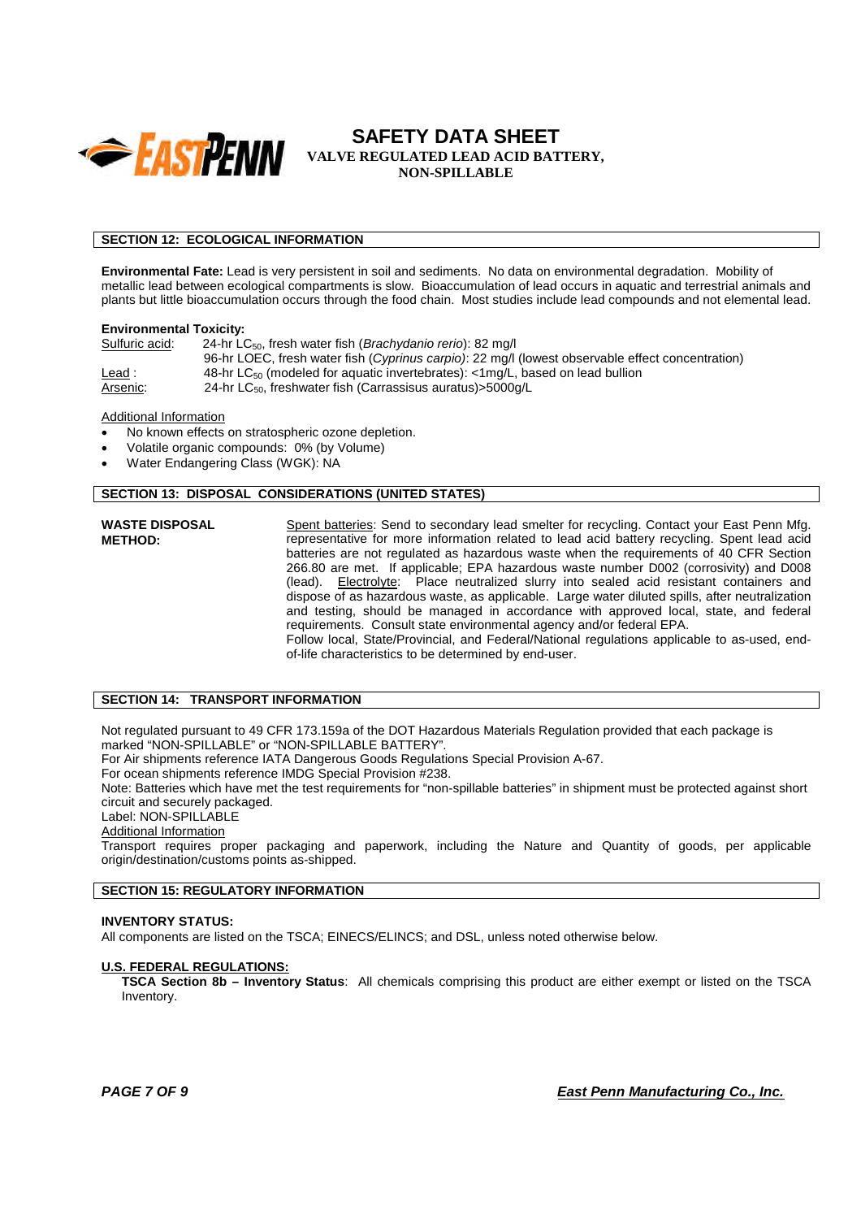## SECTION 12: ECOLOGICAL INFORMATION

**Environmental Fate:** Lead is very persistent in soil and sediments. No data on environmental degradation. Mobility of metallic lead between ecological compartments is slow. Bioaccumulation of lead occurs in aquatic and terrestrial animals and plants but little bioaccumulation occurs through the food chain. Most studies include lead compounds and not elemental lead.

**Environmental Toxicity:**

| | |
|---|---|
| Sulfuric acid: | 24-hr $LC_{50}$, fresh water fish (*Brachydanio rerio*): 82 mg/l |
| | 96-hr LOEC, fresh water fish (*Cyprinus carpio)*: 22 mg/l (lowest observable effect concentration) |
| Lead : | 48-hr $LC_{50}$ (modeled for aquatic invertebrates): <1mg/L, based on lead bullion |
| Arsenic: | 24-hr $LC_{50}$, freshwater fish (Carrassisus auratus)>5000g/L |

Additional Information

- No known effects on stratospheric ozone depletion.
- Volatile organic compounds: 0% (by Volume)
- Water Endangering Class (WGK): NA

## SECTION 13: DISPOSAL CONSIDERATIONS (UNITED STATES)

**WASTE DISPOSAL METHOD:**

Spent batteries: Send to secondary lead smelter for recycling. Contact your East Penn Mfg. representative for more information related to lead acid battery recycling. Spent lead acid batteries are not regulated as hazardous waste when the requirements of 40 CFR Section 266.80 are met. If applicable; EPA hazardous waste number D002 (corrosivity) and D008 (lead). Electrolyte: Place neutralized slurry into sealed acid resistant containers and dispose of as hazardous waste, as applicable. Large water diluted spills, after neutralization and testing, should be managed in accordance with approved local, state, and federal requirements. Consult state environmental agency and/or federal EPA.

Follow local, State/Provincial, and Federal/National regulations applicable to as-used, end-of-life characteristics to be determined by end-user.

## SECTION 14: TRANSPORT INFORMATION

Not regulated pursuant to 49 CFR 173.159a of the DOT Hazardous Materials Regulation provided that each package is marked "NON-SPILLABLE" or "NON-SPILLABLE BATTERY".

For Air shipments reference IATA Dangerous Goods Regulations Special Provision A-67.

For ocean shipments reference IMDG Special Provision #238.

Note: Batteries which have met the test requirements for "non-spillable batteries" in shipment must be protected against short circuit and securely packaged.

Label: NON-SPILLABLE

Additional Information

Transport requires proper packaging and paperwork, including the Nature and Quantity of goods, per applicable origin/destination/customs points as-shipped.

## SECTION 15: REGULATORY INFORMATION

**INVENTORY STATUS:**

All components are listed on the TSCA; EINECS/ELINCS; and DSL, unless noted otherwise below.

**U.S. FEDERAL REGULATIONS:**

**TSCA Section 8b – Inventory Status**: All chemicals comprising this product are either exempt or listed on the TSCA Inventory.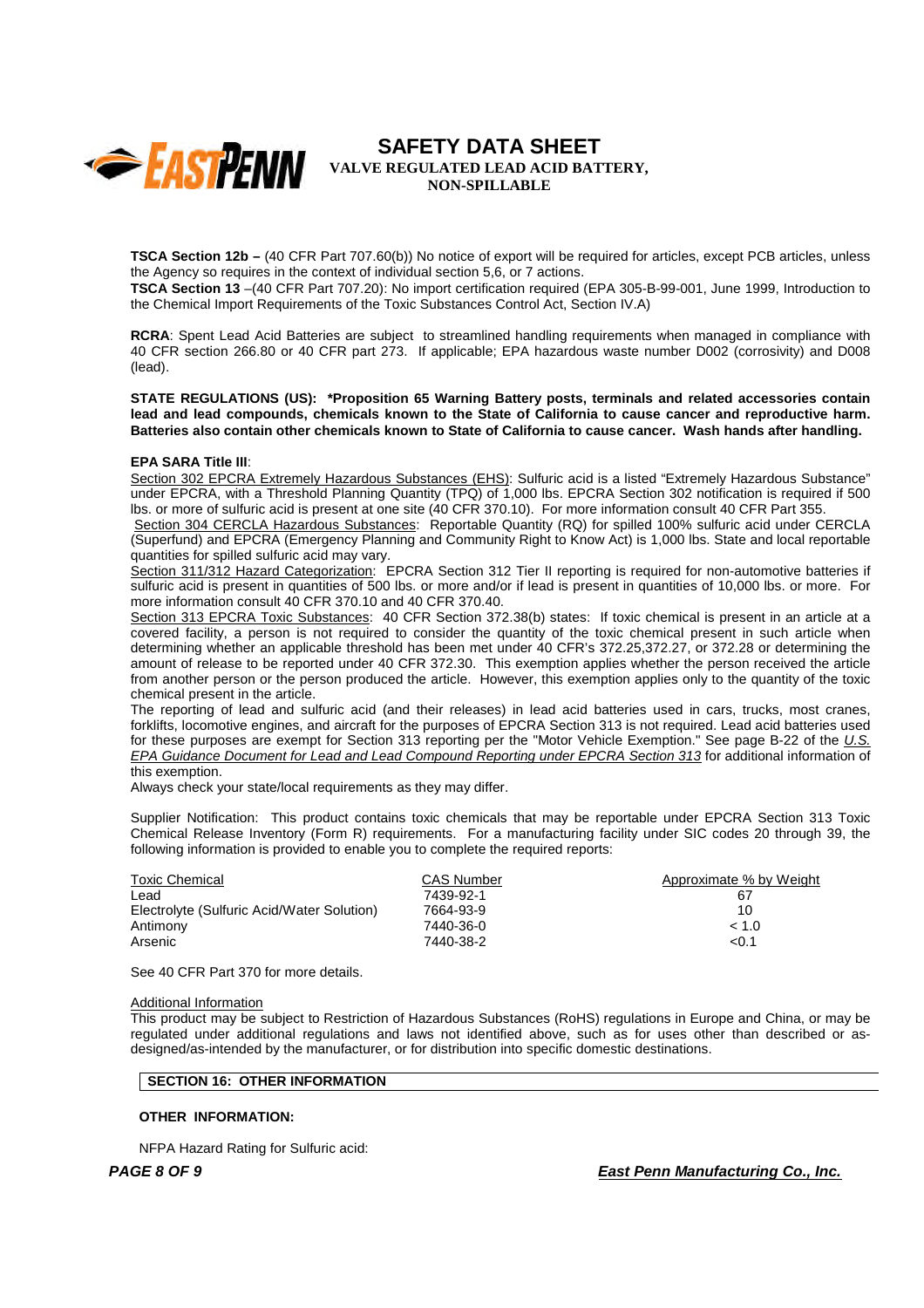**TSCA Section 12b –** (40 CFR Part 707.60(b)) No notice of export will be required for articles, except PCB articles, unless the Agency so requires in the context of individual section 5,6, or 7 actions.
**TSCA Section 13** –(40 CFR Part 707.20): No import certification required (EPA 305-B-99-001, June 1999, Introduction to the Chemical Import Requirements of the Toxic Substances Control Act, Section IV.A)

**RCRA**: Spent Lead Acid Batteries are subject to streamlined handling requirements when managed in compliance with 40 CFR section 266.80 or 40 CFR part 273. If applicable; EPA hazardous waste number D002 (corrosivity) and D008 (lead).

**STATE REGULATIONS (US): *Proposition 65 Warning Battery posts, terminals and related accessories contain lead and lead compounds, chemicals known to the State of California to cause cancer and reproductive harm. Batteries also contain other chemicals known to State of California to cause cancer. Wash hands after handling.**

**EPA SARA Title III**:
Section 302 EPCRA Extremely Hazardous Substances (EHS): Sulfuric acid is a listed "Extremely Hazardous Substance" under EPCRA, with a Threshold Planning Quantity (TPQ) of 1,000 lbs. EPCRA Section 302 notification is required if 500 lbs. or more of sulfuric acid is present at one site (40 CFR 370.10). For more information consult 40 CFR Part 355.
Section 304 CERCLA Hazardous Substances: Reportable Quantity (RQ) for spilled 100% sulfuric acid under CERCLA (Superfund) and EPCRA (Emergency Planning and Community Right to Know Act) is 1,000 lbs. State and local reportable quantities for spilled sulfuric acid may vary.
Section 311/312 Hazard Categorization: EPCRA Section 312 Tier II reporting is required for non-automotive batteries if sulfuric acid is present in quantities of 500 lbs. or more and/or if lead is present in quantities of 10,000 lbs. or more. For more information consult 40 CFR 370.10 and 40 CFR 370.40.
Section 313 EPCRA Toxic Substances: 40 CFR Section 372.38(b) states: If toxic chemical is present in an article at a covered facility, a person is not required to consider the quantity of the toxic chemical present in such article when determining whether an applicable threshold has been met under 40 CFR's 372.25,372.27, or 372.28 or determining the amount of release to be reported under 40 CFR 372.30. This exemption applies whether the person received the article from another person or the person produced the article. However, this exemption applies only to the quantity of the toxic chemical present in the article.
The reporting of lead and sulfuric acid (and their releases) in lead acid batteries used in cars, trucks, most cranes, forklifts, locomotive engines, and aircraft for the purposes of EPCRA Section 313 is not required. Lead acid batteries used for these purposes are exempt for Section 313 reporting per the "Motor Vehicle Exemption." See page B-22 of the *U.S. EPA Guidance Document for Lead and Lead Compound Reporting under EPCRA Section 313* for additional information of this exemption.
Always check your state/local requirements as they may differ.

Supplier Notification: This product contains toxic chemicals that may be reportable under EPCRA Section 313 Toxic Chemical Release Inventory (Form R) requirements. For a manufacturing facility under SIC codes 20 through 39, the following information is provided to enable you to complete the required reports:

| Toxic Chemical | CAS Number | Approximate % by Weight |
|---|---|---|
| Lead | 7439-92-1 | 67 |
| Electrolyte (Sulfuric Acid/Water Solution) | 7664-93-9 | 10 |
| Antimony | 7440-36-0 | < 1.0 |
| Arsenic | 7440-38-2 | <0.1 |

See 40 CFR Part 370 for more details.

Additional Information
This product may be subject to Restriction of Hazardous Substances (RoHS) regulations in Europe and China, or may be regulated under additional regulations and laws not identified above, such as for uses other than described or as-designed/as-intended by the manufacturer, or for distribution into specific domestic destinations.

## SECTION 16: OTHER INFORMATION

**OTHER INFORMATION:**

NFPA Hazard Rating for Sulfuric acid: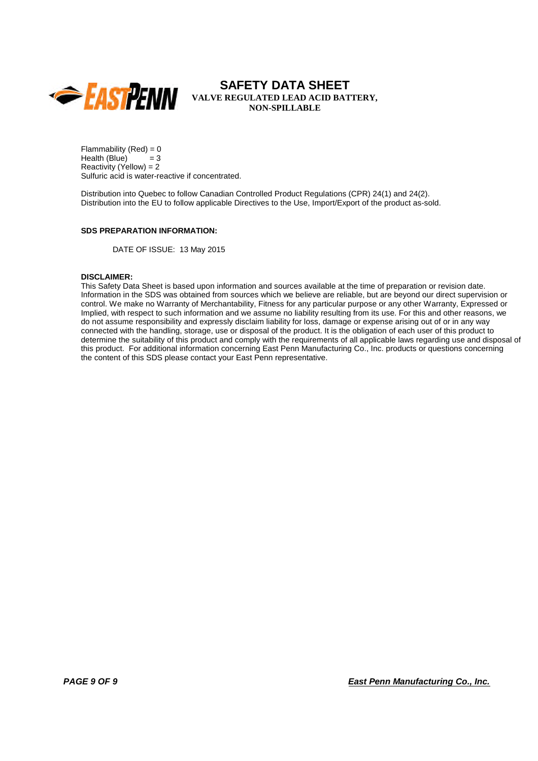Flammability (Red) = 0
Health (Blue) = 3
Reactivity (Yellow) = 2
Sulfuric acid is water-reactive if concentrated.

Distribution into Quebec to follow Canadian Controlled Product Regulations (CPR) 24(1) and 24(2).
Distribution into the EU to follow applicable Directives to the Use, Import/Export of the product as-sold.

**SDS PREPARATION INFORMATION:**

DATE OF ISSUE: 13 May 2015

**DISCLAIMER:**
This Safety Data Sheet is based upon information and sources available at the time of preparation or revision date. Information in the SDS was obtained from sources which we believe are reliable, but are beyond our direct supervision or control. We make no Warranty of Merchantability, Fitness for any particular purpose or any other Warranty, Expressed or Implied, with respect to such information and we assume no liability resulting from its use. For this and other reasons, we do not assume responsibility and expressly disclaim liability for loss, damage or expense arising out of or in any way connected with the handling, storage, use or disposal of the product. It is the obligation of each user of this product to determine the suitability of this product and comply with the requirements of all applicable laws regarding use and disposal of this product. For additional information concerning East Penn Manufacturing Co., Inc. products or questions concerning the content of this SDS please contact your East Penn representative.